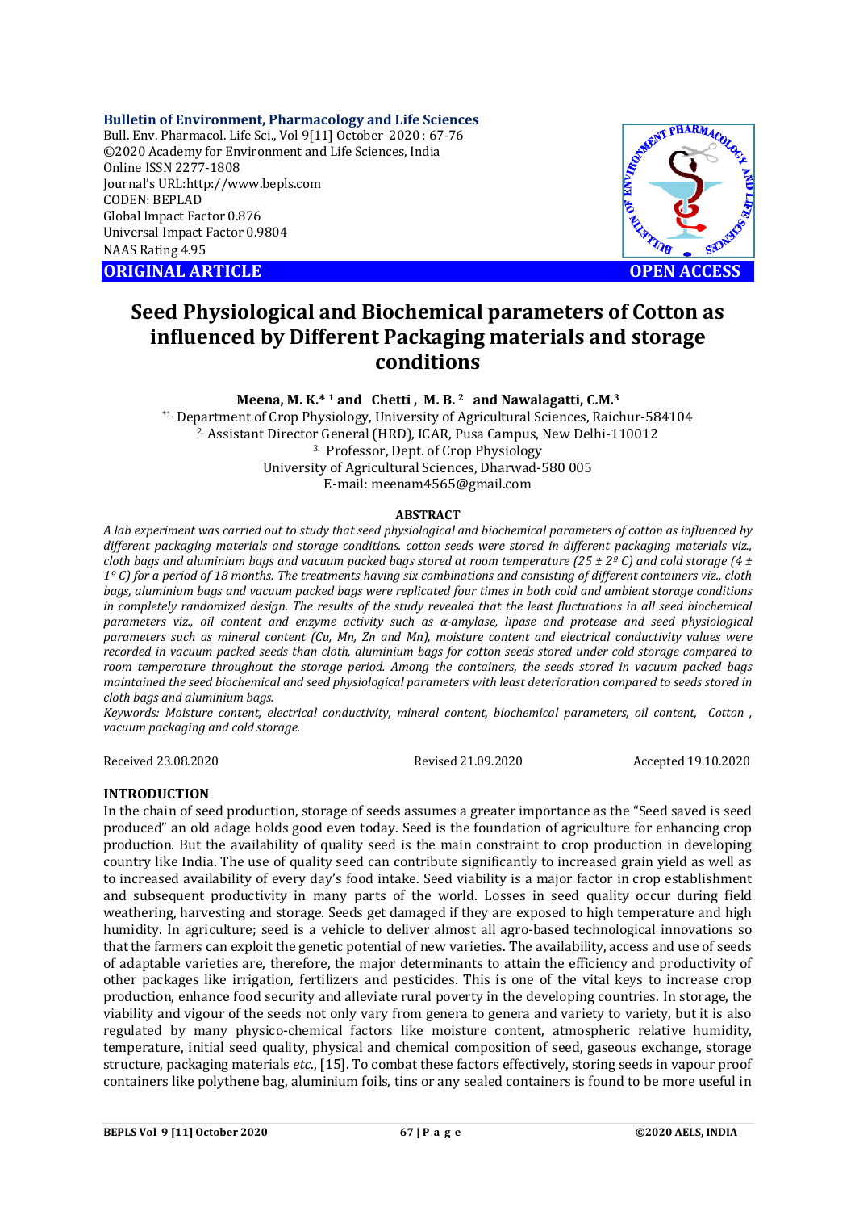**Bulletin of Environment, Pharmacology and Life Sciences**
Bull. Env. Pharmacol. Life Sci., Vol 9[11] October 2020 : 67-76
©2020 Academy for Environment and Life Sciences, India
Online ISSN 2277-1808
Journal's URL:http://www.bepls.com
CODEN: BEPLAD
Global Impact Factor 0.876
Universal Impact Factor 0.9804
NAAS Rating 4.95

**ORIGINAL ARTICLE** **OPEN ACCESS**

# Seed Physiological and Biochemical parameters of Cotton as influenced by Different Packaging materials and storage conditions

**Meena, M. K.*[1] and Chetti , M. B.[2] and Nawalagatti, C.M.[3]**

[*1.] Department of Crop Physiology, University of Agricultural Sciences, Raichur-584104
[2.] Assistant Director General (HRD), ICAR, Pusa Campus, New Delhi-110012
[3.] Professor, Dept. of Crop Physiology
University of Agricultural Sciences, Dharwad-580 005
E-mail: meenam4565@gmail.com

## ABSTRACT

*A lab experiment was carried out to study that seed physiological and biochemical parameters of cotton as influenced by different packaging materials and storage conditions. cotton seeds were stored in different packaging materials viz., cloth bags and aluminium bags and vacuum packed bags stored at room temperature (25 ± 2º C) and cold storage (4 ± 1º C) for a period of 18 months. The treatments having six combinations and consisting of different containers viz., cloth bags, aluminium bags and vacuum packed bags were replicated four times in both cold and ambient storage conditions in completely randomized design. The results of the study revealed that the least fluctuations in all seed biochemical parameters viz., oil content and enzyme activity such as α-amylase, lipase and protease and seed physiological parameters such as mineral content (Cu, Mn, Zn and Mn), moisture content and electrical conductivity values were recorded in vacuum packed seeds than cloth, aluminium bags for cotton seeds stored under cold storage compared to room temperature throughout the storage period. Among the containers, the seeds stored in vacuum packed bags maintained the seed biochemical and seed physiological parameters with least deterioration compared to seeds stored in cloth bags and aluminium bags.*

*Keywords: Moisture content, electrical conductivity, mineral content, biochemical parameters, oil content, Cotton , vacuum packaging and cold storage.*

Received 23.08.2020 Revised 21.09.2020 Accepted 19.10.2020

## INTRODUCTION

In the chain of seed production, storage of seeds assumes a greater importance as the "Seed saved is seed produced" an old adage holds good even today. Seed is the foundation of agriculture for enhancing crop production. But the availability of quality seed is the main constraint to crop production in developing country like India. The use of quality seed can contribute significantly to increased grain yield as well as to increased availability of every day's food intake. Seed viability is a major factor in crop establishment and subsequent productivity in many parts of the world. Losses in seed quality occur during field weathering, harvesting and storage. Seeds get damaged if they are exposed to high temperature and high humidity. In agriculture; seed is a vehicle to deliver almost all agro-based technological innovations so that the farmers can exploit the genetic potential of new varieties. The availability, access and use of seeds of adaptable varieties are, therefore, the major determinants to attain the efficiency and productivity of other packages like irrigation, fertilizers and pesticides. This is one of the vital keys to increase crop production, enhance food security and alleviate rural poverty in the developing countries. In storage, the viability and vigour of the seeds not only vary from genera to genera and variety to variety, but it is also regulated by many physico-chemical factors like moisture content, atmospheric relative humidity, temperature, initial seed quality, physical and chemical composition of seed, gaseous exchange, storage structure, packaging materials *etc*., [15]. To combat these factors effectively, storing seeds in vapour proof containers like polythene bag, aluminium foils, tins or any sealed containers is found to be more useful in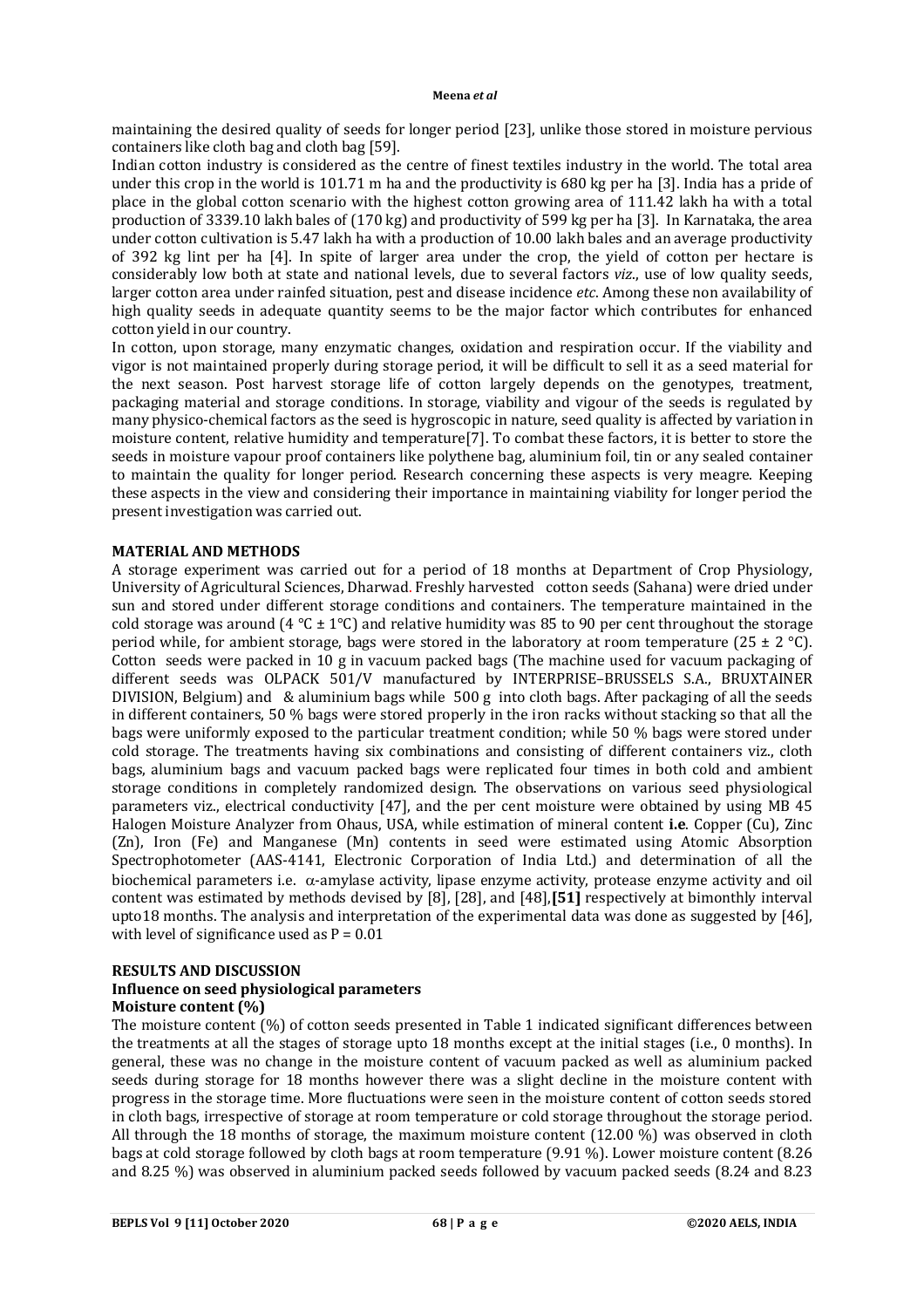maintaining the desired quality of seeds for longer period [23], unlike those stored in moisture pervious containers like cloth bag and cloth bag [59].

Indian cotton industry is considered as the centre of finest textiles industry in the world. The total area under this crop in the world is 101.71 m ha and the productivity is 680 kg per ha [3]. India has a pride of place in the global cotton scenario with the highest cotton growing area of 111.42 lakh ha with a total production of 3339.10 lakh bales of (170 kg) and productivity of 599 kg per ha [3]. In Karnataka, the area under cotton cultivation is 5.47 lakh ha with a production of 10.00 lakh bales and an average productivity of 392 kg lint per ha [4]. In spite of larger area under the crop, the yield of cotton per hectare is considerably low both at state and national levels, due to several factors *viz*., use of low quality seeds, larger cotton area under rainfed situation, pest and disease incidence *etc*. Among these non availability of high quality seeds in adequate quantity seems to be the major factor which contributes for enhanced cotton yield in our country.

In cotton, upon storage, many enzymatic changes, oxidation and respiration occur. If the viability and vigor is not maintained properly during storage period, it will be difficult to sell it as a seed material for the next season. Post harvest storage life of cotton largely depends on the genotypes, treatment, packaging material and storage conditions. In storage, viability and vigour of the seeds is regulated by many physico-chemical factors as the seed is hygroscopic in nature, seed quality is affected by variation in moisture content, relative humidity and temperature[7]. To combat these factors, it is better to store the seeds in moisture vapour proof containers like polythene bag, aluminium foil, tin or any sealed container to maintain the quality for longer period. Research concerning these aspects is very meagre. Keeping these aspects in the view and considering their importance in maintaining viability for longer period the present investigation was carried out.

## MATERIAL AND METHODS

A storage experiment was carried out for a period of 18 months at Department of Crop Physiology, University of Agricultural Sciences, Dharwad. Freshly harvested cotton seeds (Sahana) were dried under sun and stored under different storage conditions and containers. The temperature maintained in the cold storage was around (4 °C ± 1°C) and relative humidity was 85 to 90 per cent throughout the storage period while, for ambient storage, bags were stored in the laboratory at room temperature (25 ± 2 °C). Cotton seeds were packed in 10 g in vacuum packed bags (The machine used for vacuum packaging of different seeds was OLPACK 501/V manufactured by INTERPRISE–BRUSSELS S.A., BRUXTAINER DIVISION, Belgium) and & aluminium bags while 500 g into cloth bags. After packaging of all the seeds in different containers, 50 % bags were stored properly in the iron racks without stacking so that all the bags were uniformly exposed to the particular treatment condition; while 50 % bags were stored under cold storage. The treatments having six combinations and consisting of different containers viz., cloth bags, aluminium bags and vacuum packed bags were replicated four times in both cold and ambient storage conditions in completely randomized design. The observations on various seed physiological parameters viz., electrical conductivity [47], and the per cent moisture were obtained by using MB 45 Halogen Moisture Analyzer from Ohaus, USA, while estimation of mineral content **i.e**. Copper (Cu), Zinc (Zn), Iron (Fe) and Manganese (Mn) contents in seed were estimated using Atomic Absorption Spectrophotometer (AAS-4141, Electronic Corporation of India Ltd.) and determination of all the biochemical parameters i.e. α-amylase activity, lipase enzyme activity, protease enzyme activity and oil content was estimated by methods devised by [8], [28], and [48],**[51]** respectively at bimonthly interval upto18 months. The analysis and interpretation of the experimental data was done as suggested by [46], with level of significance used as P = 0.01

## RESULTS AND DISCUSSION

### Influence on seed physiological parameters

#### Moisture content (%)

The moisture content (%) of cotton seeds presented in Table 1 indicated significant differences between the treatments at all the stages of storage upto 18 months except at the initial stages (i.e., 0 months). In general, these was no change in the moisture content of vacuum packed as well as aluminium packed seeds during storage for 18 months however there was a slight decline in the moisture content with progress in the storage time. More fluctuations were seen in the moisture content of cotton seeds stored in cloth bags, irrespective of storage at room temperature or cold storage throughout the storage period. All through the 18 months of storage, the maximum moisture content (12.00 %) was observed in cloth bags at cold storage followed by cloth bags at room temperature (9.91 %). Lower moisture content (8.26 and 8.25 %) was observed in aluminium packed seeds followed by vacuum packed seeds (8.24 and 8.23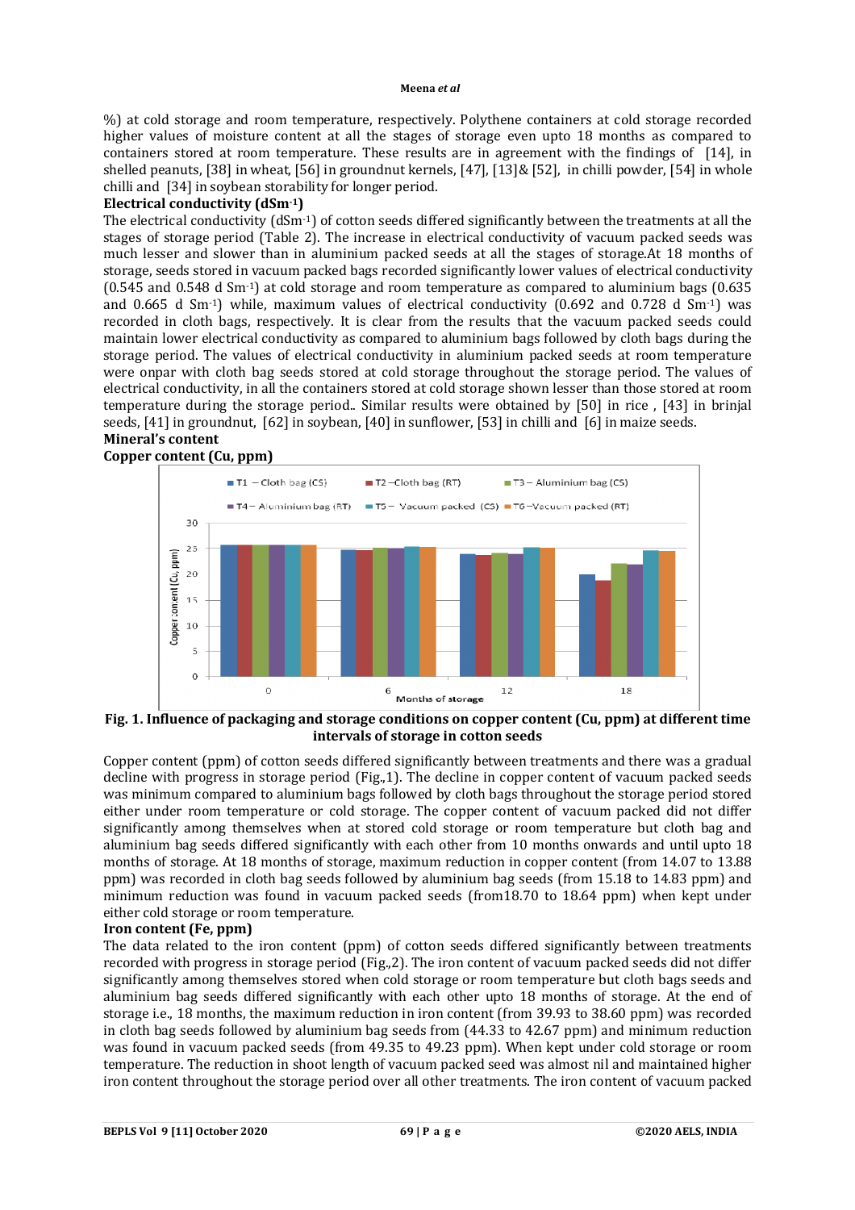%) at cold storage and room temperature, respectively. Polythene containers at cold storage recorded higher values of moisture content at all the stages of storage even upto 18 months as compared to containers stored at room temperature. These results are in agreement with the findings of [14], in shelled peanuts, [38] in wheat, [56] in groundnut kernels, [47], [13]& [52], in chilli powder, [54] in whole chilli and [34] in soybean storability for longer period.

**Electrical conductivity (dSm-1)**

The electrical conductivity (dSm-1) of cotton seeds differed significantly between the treatments at all the stages of storage period (Table 2). The increase in electrical conductivity of vacuum packed seeds was much lesser and slower than in aluminium packed seeds at all the stages of storage.At 18 months of storage, seeds stored in vacuum packed bags recorded significantly lower values of electrical conductivity (0.545 and 0.548 d Sm-1) at cold storage and room temperature as compared to aluminium bags (0.635 and 0.665 d Sm-1) while, maximum values of electrical conductivity (0.692 and 0.728 d Sm-1) was recorded in cloth bags, respectively. It is clear from the results that the vacuum packed seeds could maintain lower electrical conductivity as compared to aluminium bags followed by cloth bags during the storage period. The values of electrical conductivity in aluminium packed seeds at room temperature were onpar with cloth bag seeds stored at cold storage throughout the storage period. The values of electrical conductivity, in all the containers stored at cold storage shown lesser than those stored at room temperature during the storage period.. Similar results were obtained by [50] in rice , [43] in brinjal seeds, [41] in groundnut, [62] in soybean, [40] in sunflower, [53] in chilli and [6] in maize seeds.

**Mineral's content**

**Copper content (Cu, ppm)**

**Fig. 1. Influence of packaging and storage conditions on copper content (Cu, ppm) at different time intervals of storage in cotton seeds**

Copper content (ppm) of cotton seeds differed significantly between treatments and there was a gradual decline with progress in storage period (Fig.,1). The decline in copper content of vacuum packed seeds was minimum compared to aluminium bags followed by cloth bags throughout the storage period stored either under room temperature or cold storage. The copper content of vacuum packed did not differ significantly among themselves when at stored cold storage or room temperature but cloth bag and aluminium bag seeds differed significantly with each other from 10 months onwards and until upto 18 months of storage. At 18 months of storage, maximum reduction in copper content (from 14.07 to 13.88 ppm) was recorded in cloth bag seeds followed by aluminium bag seeds (from 15.18 to 14.83 ppm) and minimum reduction was found in vacuum packed seeds (from18.70 to 18.64 ppm) when kept under either cold storage or room temperature.

**Iron content (Fe, ppm)**

The data related to the iron content (ppm) of cotton seeds differed significantly between treatments recorded with progress in storage period (Fig.,2). The iron content of vacuum packed seeds did not differ significantly among themselves stored when cold storage or room temperature but cloth bags seeds and aluminium bag seeds differed significantly with each other upto 18 months of storage. At the end of storage i.e., 18 months, the maximum reduction in iron content (from 39.93 to 38.60 ppm) was recorded in cloth bag seeds followed by aluminium bag seeds from (44.33 to 42.67 ppm) and minimum reduction was found in vacuum packed seeds (from 49.35 to 49.23 ppm). When kept under cold storage or room temperature. The reduction in shoot length of vacuum packed seed was almost nil and maintained higher iron content throughout the storage period over all other treatments. The iron content of vacuum packed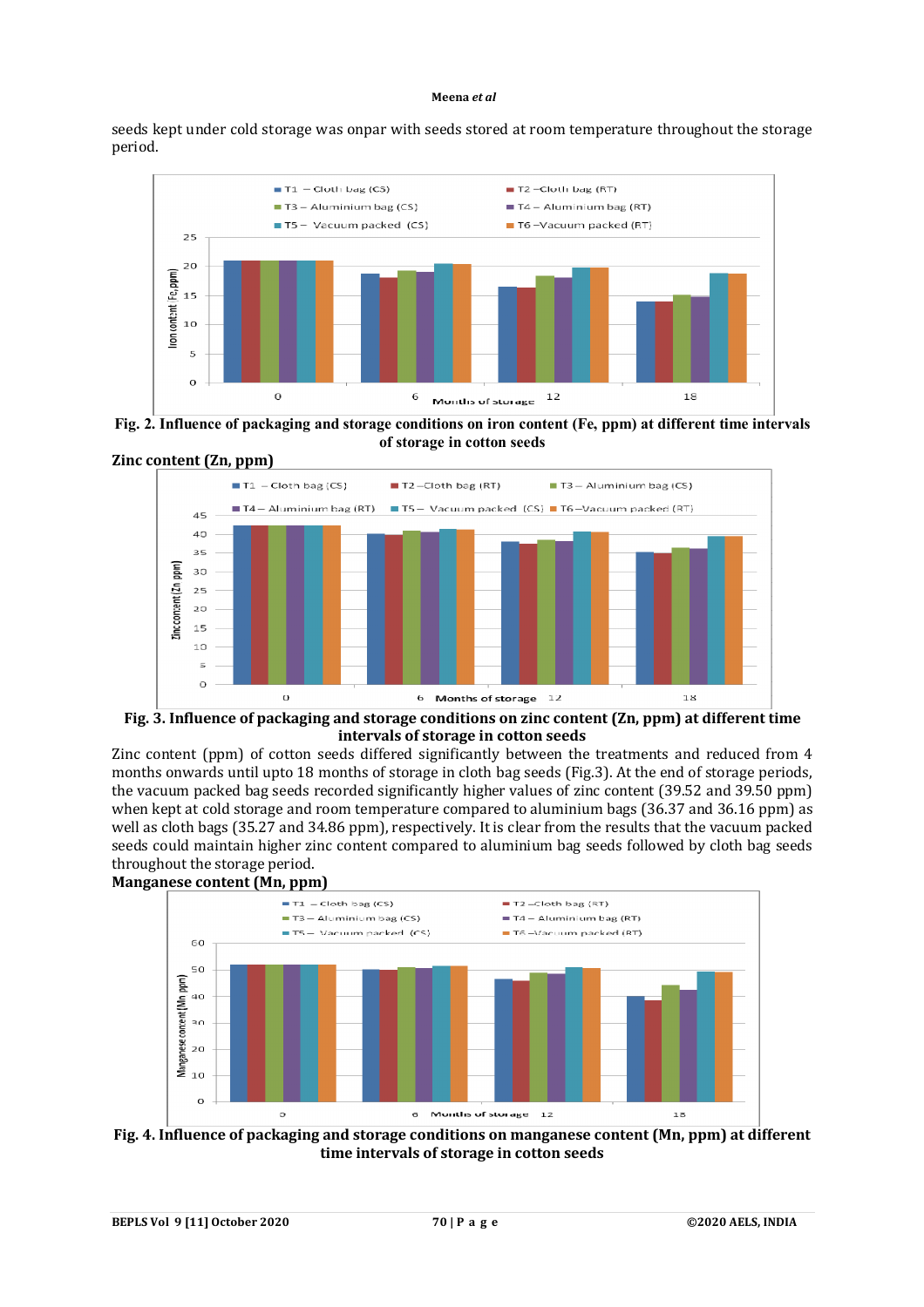seeds kept under cold storage was onpar with seeds stored at room temperature throughout the storage period.

**Fig. 2. Influence of packaging and storage conditions on iron content (Fe, ppm) at different time intervals of storage in cotton seeds**

**Zinc content (Zn, ppm)**

**Fig. 3. Influence of packaging and storage conditions on zinc content (Zn, ppm) at different time intervals of storage in cotton seeds**

Zinc content (ppm) of cotton seeds differed significantly between the treatments and reduced from 4 months onwards until upto 18 months of storage in cloth bag seeds (Fig.3). At the end of storage periods, the vacuum packed bag seeds recorded significantly higher values of zinc content (39.52 and 39.50 ppm) when kept at cold storage and room temperature compared to aluminium bags (36.37 and 36.16 ppm) as well as cloth bags (35.27 and 34.86 ppm), respectively. It is clear from the results that the vacuum packed seeds could maintain higher zinc content compared to aluminium bag seeds followed by cloth bag seeds throughout the storage period.

**Manganese content (Mn, ppm)**

**Fig. 4. Influence of packaging and storage conditions on manganese content (Mn, ppm) at different time intervals of storage in cotton seeds**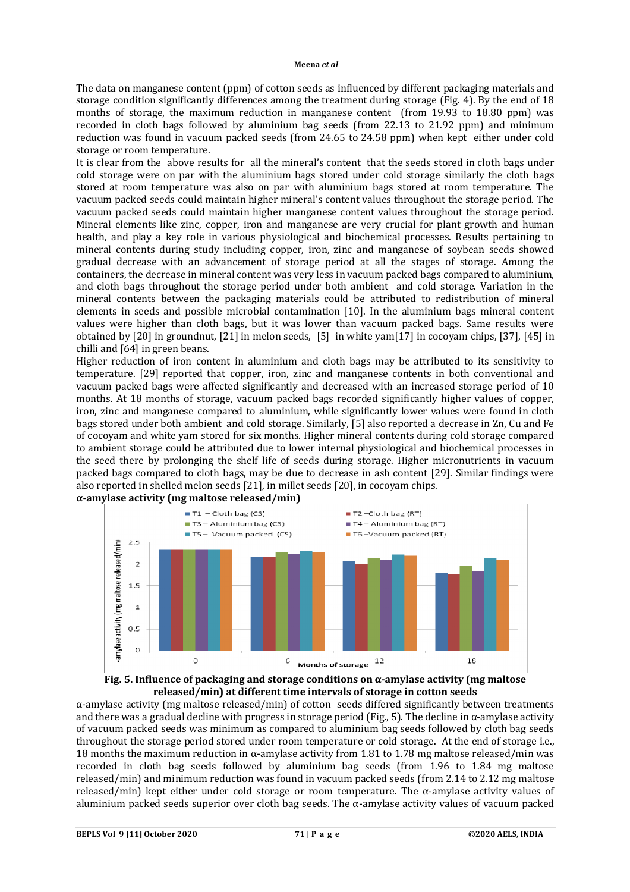The data on manganese content (ppm) of cotton seeds as influenced by different packaging materials and storage condition significantly differences among the treatment during storage (Fig. 4). By the end of 18 months of storage, the maximum reduction in manganese content (from 19.93 to 18.80 ppm) was recorded in cloth bags followed by aluminium bag seeds (from 22.13 to 21.92 ppm) and minimum reduction was found in vacuum packed seeds (from 24.65 to 24.58 ppm) when kept either under cold storage or room temperature.

It is clear from the above results for all the mineral's content that the seeds stored in cloth bags under cold storage were on par with the aluminium bags stored under cold storage similarly the cloth bags stored at room temperature was also on par with aluminium bags stored at room temperature. The vacuum packed seeds could maintain higher mineral's content values throughout the storage period. The vacuum packed seeds could maintain higher manganese content values throughout the storage period. Mineral elements like zinc, copper, iron and manganese are very crucial for plant growth and human health, and play a key role in various physiological and biochemical processes. Results pertaining to mineral contents during study including copper, iron, zinc and manganese of soybean seeds showed gradual decrease with an advancement of storage period at all the stages of storage. Among the containers, the decrease in mineral content was very less in vacuum packed bags compared to aluminium, and cloth bags throughout the storage period under both ambient and cold storage. Variation in the mineral contents between the packaging materials could be attributed to redistribution of mineral elements in seeds and possible microbial contamination [10]. In the aluminium bags mineral content values were higher than cloth bags, but it was lower than vacuum packed bags. Same results were obtained by [20] in groundnut, [21] in melon seeds, [5] in white yam[17] in cocoyam chips, [37], [45] in chilli and [64] in green beans.

Higher reduction of iron content in aluminium and cloth bags may be attributed to its sensitivity to temperature. [29] reported that copper, iron, zinc and manganese contents in both conventional and vacuum packed bags were affected significantly and decreased with an increased storage period of 10 months. At 18 months of storage, vacuum packed bags recorded significantly higher values of copper, iron, zinc and manganese compared to aluminium, while significantly lower values were found in cloth bags stored under both ambient and cold storage. Similarly, [5] also reported a decrease in Zn, Cu and Fe of cocoyam and white yam stored for six months. Higher mineral contents during cold storage compared to ambient storage could be attributed due to lower internal physiological and biochemical processes in the seed there by prolonging the shelf life of seeds during storage. Higher micronutrients in vacuum packed bags compared to cloth bags, may be due to decrease in ash content [29]. Similar findings were also reported in shelled melon seeds [21], in millet seeds [20], in cocoyam chips.

**α-amylase activity (mg maltose released/min)**

**Fig. 5. Influence of packaging and storage conditions on α-amylase activity (mg maltose released/min) at different time intervals of storage in cotton seeds**

α-amylase activity (mg maltose released/min) of cotton seeds differed significantly between treatments and there was a gradual decline with progress in storage period (Fig., 5). The decline in α-amylase activity of vacuum packed seeds was minimum as compared to aluminium bag seeds followed by cloth bag seeds throughout the storage period stored under room temperature or cold storage. At the end of storage i.e., 18 months the maximum reduction in α-amylase activity from 1.81 to 1.78 mg maltose released/min was recorded in cloth bag seeds followed by aluminium bag seeds (from 1.96 to 1.84 mg maltose released/min) and minimum reduction was found in vacuum packed seeds (from 2.14 to 2.12 mg maltose released/min) kept either under cold storage or room temperature. The α-amylase activity values of aluminium packed seeds superior over cloth bag seeds. The α-amylase activity values of vacuum packed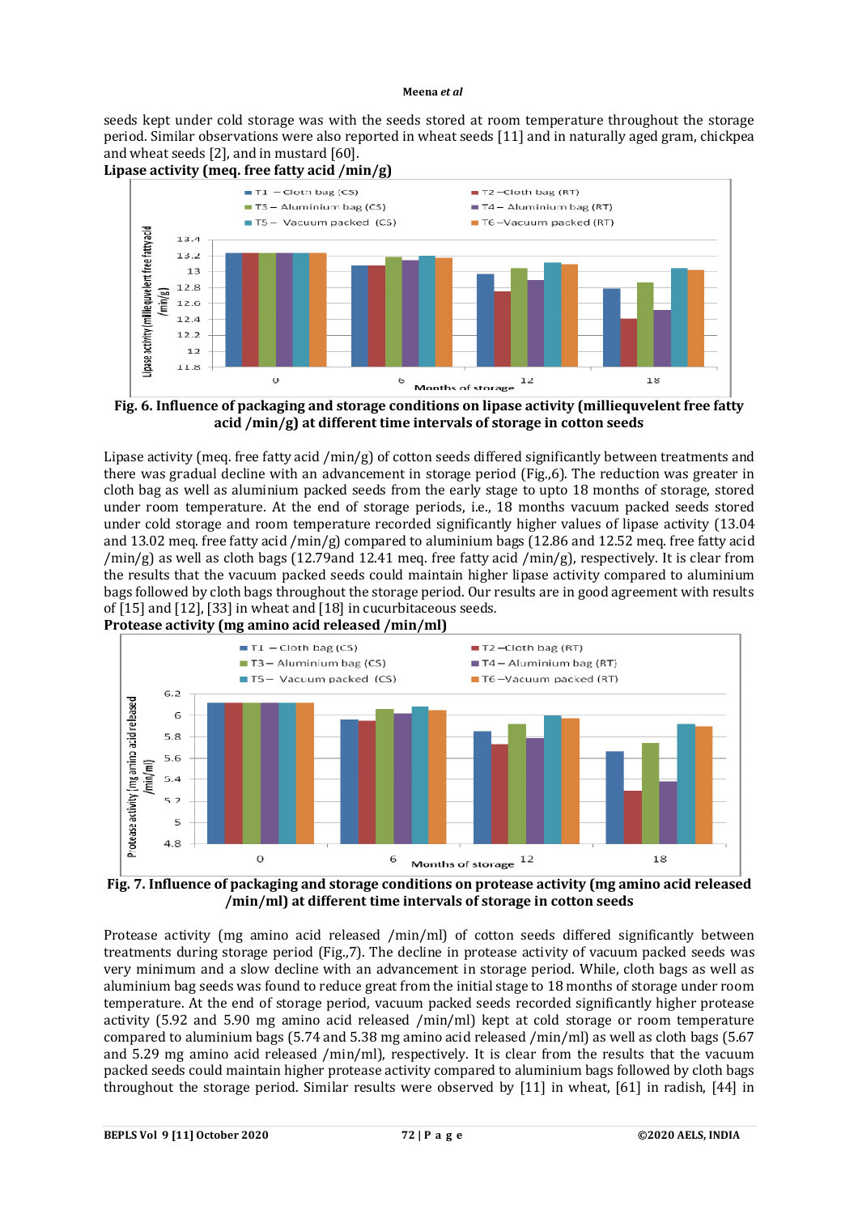seeds kept under cold storage was with the seeds stored at room temperature throughout the storage period. Similar observations were also reported in wheat seeds [11] and in naturally aged gram, chickpea and wheat seeds [2], and in mustard [60].

**Lipase activity (meq. free fatty acid /min/g)**

**Fig. 6. Influence of packaging and storage conditions on lipase activity (milliequvelent free fatty acid /min/g) at different time intervals of storage in cotton seeds**

Lipase activity (meq. free fatty acid /min/g) of cotton seeds differed significantly between treatments and there was gradual decline with an advancement in storage period (Fig.,6). The reduction was greater in cloth bag as well as aluminium packed seeds from the early stage to upto 18 months of storage, stored under room temperature. At the end of storage periods, i.e., 18 months vacuum packed seeds stored under cold storage and room temperature recorded significantly higher values of lipase activity (13.04 and 13.02 meq. free fatty acid /min/g) compared to aluminium bags (12.86 and 12.52 meq. free fatty acid /min/g) as well as cloth bags (12.79and 12.41 meq. free fatty acid /min/g), respectively. It is clear from the results that the vacuum packed seeds could maintain higher lipase activity compared to aluminium bags followed by cloth bags throughout the storage period. Our results are in good agreement with results of [15] and [12], [33] in wheat and [18] in cucurbitaceous seeds.

**Protease activity (mg amino acid released /min/ml)**

**Fig. 7. Influence of packaging and storage conditions on protease activity (mg amino acid released /min/ml) at different time intervals of storage in cotton seeds**

Protease activity (mg amino acid released /min/ml) of cotton seeds differed significantly between treatments during storage period (Fig.,7). The decline in protease activity of vacuum packed seeds was very minimum and a slow decline with an advancement in storage period. While, cloth bags as well as aluminium bag seeds was found to reduce great from the initial stage to 18 months of storage under room temperature. At the end of storage period, vacuum packed seeds recorded significantly higher protease activity (5.92 and 5.90 mg amino acid released /min/ml) kept at cold storage or room temperature compared to aluminium bags (5.74 and 5.38 mg amino acid released /min/ml) as well as cloth bags (5.67 and 5.29 mg amino acid released /min/ml), respectively. It is clear from the results that the vacuum packed seeds could maintain higher protease activity compared to aluminium bags followed by cloth bags throughout the storage period. Similar results were observed by [11] in wheat, [61] in radish, [44] in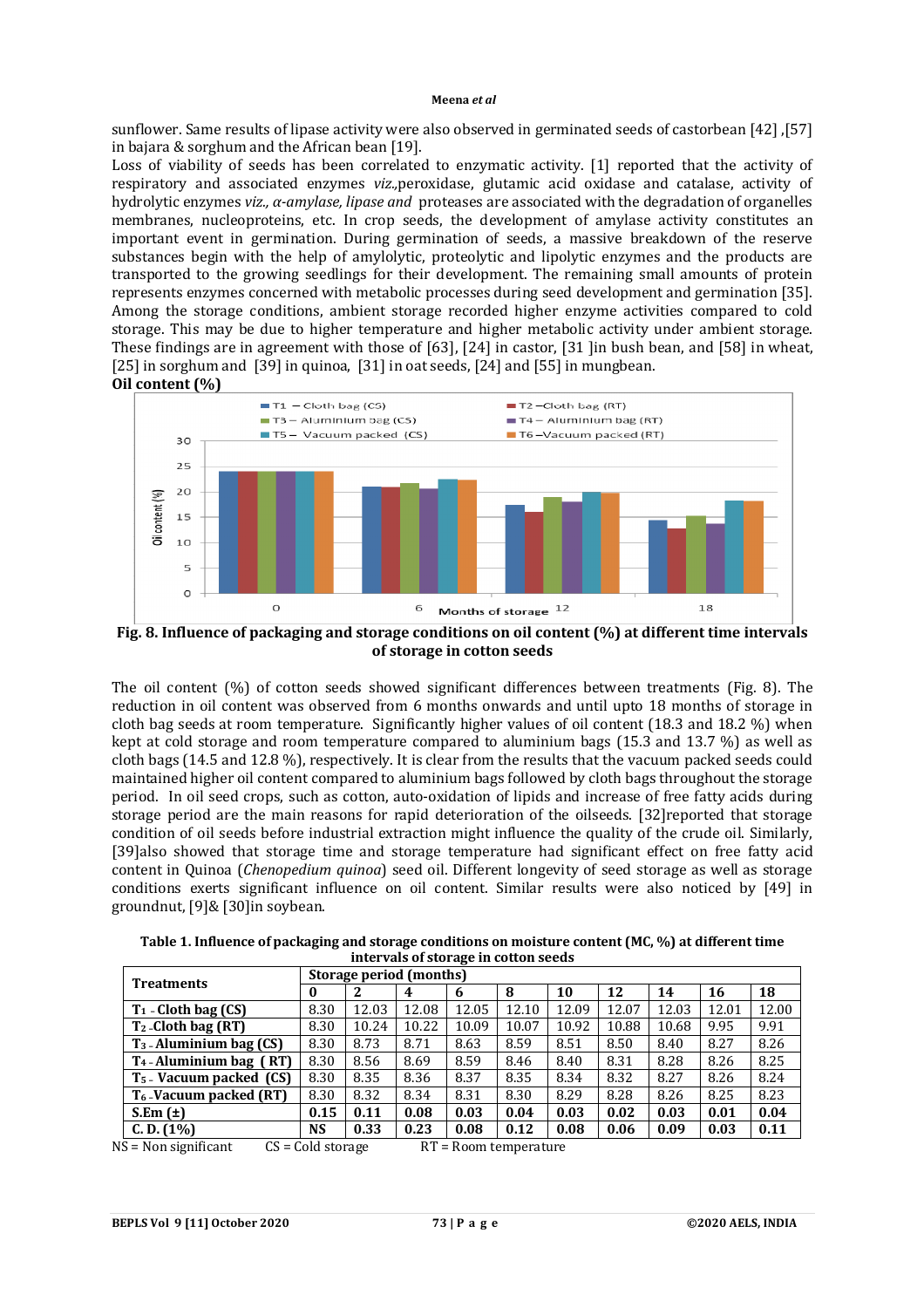sunflower. Same results of lipase activity were also observed in germinated seeds of castorbean [42] ,[57] in bajara & sorghum and the African bean [19].

Loss of viability of seeds has been correlated to enzymatic activity. [1] reported that the activity of respiratory and associated enzymes *viz.,*peroxidase, glutamic acid oxidase and catalase, activity of hydrolytic enzymes *viz., α-amylase, lipase and* proteases are associated with the degradation of organelles membranes, nucleoproteins, etc. In crop seeds, the development of amylase activity constitutes an important event in germination. During germination of seeds, a massive breakdown of the reserve substances begin with the help of amylolytic, proteolytic and lipolytic enzymes and the products are transported to the growing seedlings for their development. The remaining small amounts of protein represents enzymes concerned with metabolic processes during seed development and germination [35]. Among the storage conditions, ambient storage recorded higher enzyme activities compared to cold storage. This may be due to higher temperature and higher metabolic activity under ambient storage. These findings are in agreement with those of [63], [24] in castor, [31 ]in bush bean, and [58] in wheat, [25] in sorghum and [39] in quinoa, [31] in oat seeds, [24] and [55] in mungbean.

**Oil content (%)**

**Fig. 8. Influence of packaging and storage conditions on oil content (%) at different time intervals of storage in cotton seeds**

The oil content (%) of cotton seeds showed significant differences between treatments (Fig. 8). The reduction in oil content was observed from 6 months onwards and until upto 18 months of storage in cloth bag seeds at room temperature. Significantly higher values of oil content (18.3 and 18.2 %) when kept at cold storage and room temperature compared to aluminium bags (15.3 and 13.7 %) as well as cloth bags (14.5 and 12.8 %), respectively. It is clear from the results that the vacuum packed seeds could maintained higher oil content compared to aluminium bags followed by cloth bags throughout the storage period. In oil seed crops, such as cotton, auto-oxidation of lipids and increase of free fatty acids during storage period are the main reasons for rapid deterioration of the oilseeds. [32]reported that storage condition of oil seeds before industrial extraction might influence the quality of the crude oil. Similarly, [39]also showed that storage time and storage temperature had significant effect on free fatty acid content in Quinoa (*Chenopedium quinoa*) seed oil. Different longevity of seed storage as well as storage conditions exerts significant influence on oil content. Similar results were also noticed by [49] in groundnut, [9]& [30]in soybean.

**Table 1. Influence of packaging and storage conditions on moisture content (MC, %) at different time intervals of storage in cotton seeds**

| Treatments | Storage period (months) | | | | | | | | | |
|---|---|---|---|---|---|---|---|---|---|---|
| | 0 | 2 | 4 | 6 | 8 | 10 | 12 | 14 | 16 | 18 |
| $T_1$ - Cloth bag (CS) | 8.30 | 12.03 | 12.08 | 12.05 | 12.10 | 12.09 | 12.07 | 12.03 | 12.01 | 12.00 |
| $T_2$ -Cloth bag (RT) | 8.30 | 10.24 | 10.22 | 10.09 | 10.07 | 10.92 | 10.88 | 10.68 | 9.95 | 9.91 |
| $T_3$ - Aluminium bag (CS) | 8.30 | 8.73 | 8.71 | 8.63 | 8.59 | 8.51 | 8.50 | 8.40 | 8.27 | 8.26 |
| $T_4$ - Aluminium bag (RT) | 8.30 | 8.56 | 8.69 | 8.59 | 8.46 | 8.40 | 8.31 | 8.28 | 8.26 | 8.25 |
| $T_5$ - Vacuum packed (CS) | 8.30 | 8.35 | 8.36 | 8.37 | 8.35 | 8.34 | 8.32 | 8.27 | 8.26 | 8.24 |
| $T_6$ -Vacuum packed (RT) | 8.30 | 8.32 | 8.34 | 8.31 | 8.30 | 8.29 | 8.28 | 8.26 | 8.25 | 8.23 |
| **S.Em (±)** | **0.15** | **0.11** | **0.08** | **0.03** | **0.04** | **0.03** | **0.02** | **0.03** | **0.01** | **0.04** |
| **C. D. (1%)** | **NS** | **0.33** | **0.23** | **0.08** | **0.12** | **0.08** | **0.06** | **0.09** | **0.03** | **0.11** |

NS = Non significant CS = Cold storage RT = Room temperature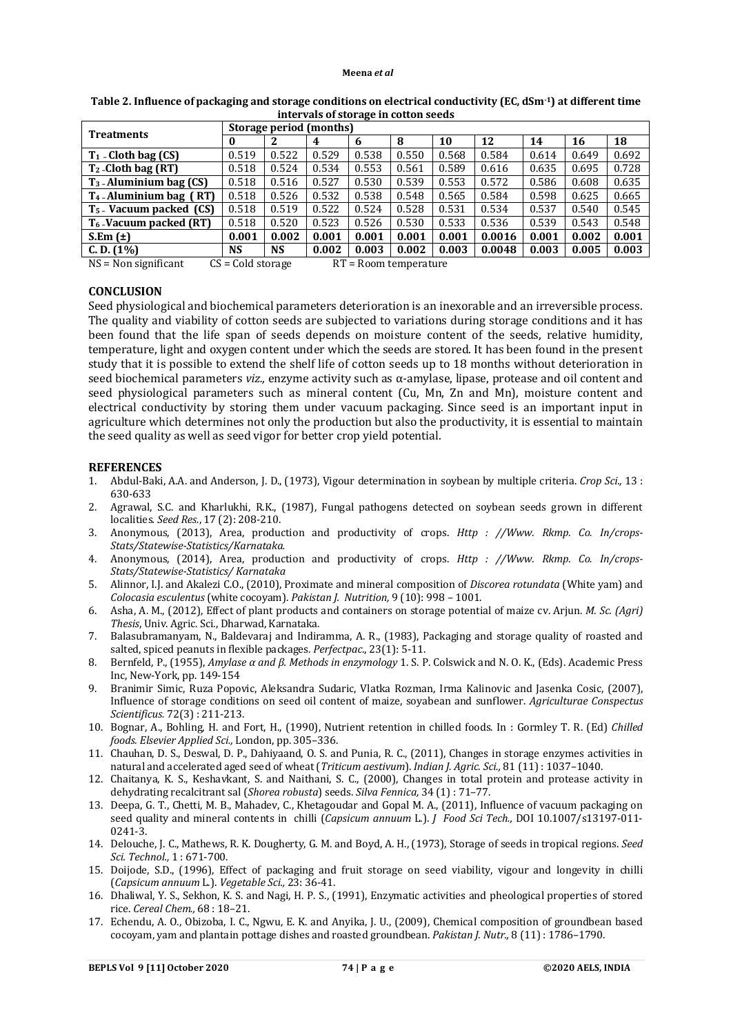**Table 2. Influence of packaging and storage conditions on electrical conductivity (EC, $dSm^{-1}$) at different time intervals of storage in cotton seeds**

| Treatments | Storage period (months) | | | | | | | | | |
|---|---|---|---|---|---|---|---|---|---|---|
| | **0** | **2** | **4** | **6** | **8** | **10** | **12** | **14** | **16** | **18** |
| **$T_1$ - Cloth bag (CS)** | 0.519 | 0.522 | 0.529 | 0.538 | 0.550 | 0.568 | 0.584 | 0.614 | 0.649 | 0.692 |
| **$T_2$ -Cloth bag (RT)** | 0.518 | 0.524 | 0.534 | 0.553 | 0.561 | 0.589 | 0.616 | 0.635 | 0.695 | 0.728 |
| **$T_3$ - Aluminium bag (CS)** | 0.518 | 0.516 | 0.527 | 0.530 | 0.539 | 0.553 | 0.572 | 0.586 | 0.608 | 0.635 |
| **$T_4$ - Aluminium bag ( RT)** | 0.518 | 0.526 | 0.532 | 0.538 | 0.548 | 0.565 | 0.584 | 0.598 | 0.625 | 0.665 |
| **$T_5$ - Vacuum packed (CS)** | 0.518 | 0.519 | 0.522 | 0.524 | 0.528 | 0.531 | 0.534 | 0.537 | 0.540 | 0.545 |
| **$T_6$ -Vacuum packed (RT)** | 0.518 | 0.520 | 0.523 | 0.526 | 0.530 | 0.533 | 0.536 | 0.539 | 0.543 | 0.548 |
| **S.Em (±)** | **0.001** | **0.002** | **0.001** | **0.001** | **0.001** | **0.001** | **0.0016** | **0.001** | **0.002** | **0.001** |
| **C. D. (1%)** | **NS** | **NS** | **0.002** | **0.003** | **0.002** | **0.003** | **0.0048** | **0.003** | **0.005** | **0.003** |

NS = Non significant CS = Cold storage RT = Room temperature

## CONCLUSION

Seed physiological and biochemical parameters deterioration is an inexorable and an irreversible process. The quality and viability of cotton seeds are subjected to variations during storage conditions and it has been found that the life span of seeds depends on moisture content of the seeds, relative humidity, temperature, light and oxygen content under which the seeds are stored. It has been found in the present study that it is possible to extend the shelf life of cotton seeds up to 18 months without deterioration in seed biochemical parameters *viz.,* enzyme activity such as α-amylase, lipase, protease and oil content and seed physiological parameters such as mineral content (Cu, Mn, Zn and Mn), moisture content and electrical conductivity by storing them under vacuum packaging. Since seed is an important input in agriculture which determines not only the production but also the productivity, it is essential to maintain the seed quality as well as seed vigor for better crop yield potential.

## REFERENCES

1. Abdul-Baki, A.A. and Anderson, J. D., (1973), Vigour determination in soybean by multiple criteria. *Crop Sci.,* 13 : 630-633
2. Agrawal, S.C. and Kharlukhi, R.K., (1987), Fungal pathogens detected on soybean seeds grown in different localities. *Seed Res.*, 17 (2): 208-210.
3. Anonymous, (2013), Area, production and productivity of crops. *Http : //Www. Rkmp. Co. In/crops-Stats/Statewise-Statistics/Karnataka.*
4. Anonymous, (2014), Area, production and productivity of crops. *Http : //Www. Rkmp. Co. In/crops-Stats/Statewise-Statistics/ Karnataka*
5. Alinnor, I.J. and Akalezi C.O., (2010), Proximate and mineral composition of *Discorea rotundata* (White yam) and *Colocasia esculentus* (white cocoyam). *Pakistan J. Nutrition,* 9 (10): 998 – 1001.
6. Asha, A. M., (2012), Effect of plant products and containers on storage potential of maize cv. Arjun. *M. Sc. (Agri) Thesis*, Univ. Agric. Sci., Dharwad, Karnataka.
7. Balasubramanyam, N., Baldevaraj and Indiramma, A. R., (1983), Packaging and storage quality of roasted and salted, spiced peanuts in flexible packages. *Perfectpac.,* 23(1): 5-11.
8. Bernfeld, P., (1955), *Amylase α and β. Methods in enzymology* 1. S. P. Colswick and N. O. K., (Eds). Academic Press Inc, New-York, pp. 149-154
9. Branimir Simic, Ruza Popovic, Aleksandra Sudaric, Vlatka Rozman, Irma Kalinovic and Jasenka Cosic, (2007), Influence of storage conditions on seed oil content of maize, soyabean and sunflower. *Agriculturae Conspectus Scientificus.* 72(3) : 211-213.
10. Bognar, A., Bohling, H. and Fort, H., (1990), Nutrient retention in chilled foods. In : Gormley T. R. (Ed) *Chilled foods. Elsevier Applied Sci.,* London, pp. 305–336.
11. Chauhan, D. S., Deswal, D. P., Dahiyaand, O. S. and Punia, R. C., (2011), Changes in storage enzymes activities in natural and accelerated aged seed of wheat (*Triticum aestivum*). *Indian J. Agric. Sci.,* 81 (11) : 1037–1040.
12. Chaitanya, K. S., Keshavkant, S. and Naithani, S. C., (2000), Changes in total protein and protease activity in dehydrating recalcitrant sal (*Shorea robusta*) seeds. *Silva Fennica,* 34 (1) : 71–77.
13. Deepa, G. T., Chetti, M. B., Mahadev, C., Khetagoudar and Gopal M. A., (2011), Influence of vacuum packaging on seed quality and mineral contents in chilli (*Capsicum annuum* L.). *J Food Sci Tech.,* DOI 10.1007/s13197-011-0241-3.
14. Delouche, J. C., Mathews, R. K. Dougherty, G. M. and Boyd, A. H., (1973), Storage of seeds in tropical regions. *Seed Sci. Technol.,* 1 : 671-700.
15. Doijode, S.D., (1996), Effect of packaging and fruit storage on seed viability, vigour and longevity in chilli (*Capsicum annuum* L.). *Vegetable Sci.,* 23: 36-41.
16. Dhaliwal, Y. S., Sekhon, K. S. and Nagi, H. P. S., (1991), Enzymatic activities and pheological properties of stored rice. *Cereal Chem.,* 68 : 18–21.
17. Echendu, A. O., Obizoba, I. C., Ngwu, E. K. and Anyika, J. U., (2009), Chemical composition of groundbean based cocoyam, yam and plantain pottage dishes and roasted groundbean. *Pakistan J. Nutr.,* 8 (11) : 1786–1790.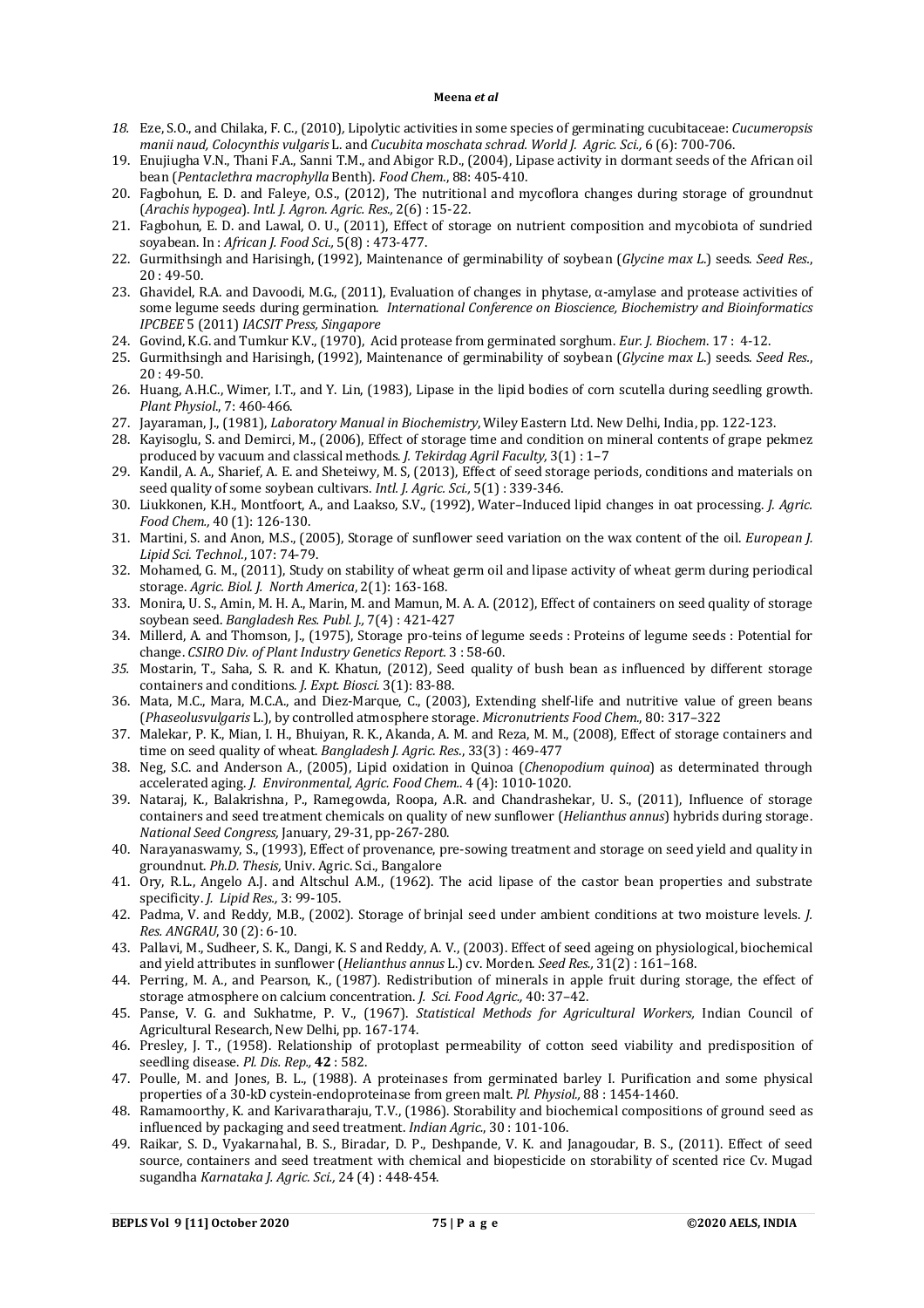18. Eze, S.O., and Chilaka, F. C., (2010), Lipolytic activities in some species of germinating cucubitaceae: *Cucumeropsis manii naud, Colocynthis vulgaris* L. and *Cucubita moschata schrad. World J. Agric. Sci.,* 6 (6): 700-706.
19. Enujiugha V.N., Thani F.A., Sanni T.M., and Abigor R.D., (2004), Lipase activity in dormant seeds of the African oil bean (*Pentaclethra macrophylla* Benth). *Food Chem.*, 88: 405-410.
20. Fagbohun, E. D. and Faleye, O.S., (2012), The nutritional and mycoflora changes during storage of groundnut (*Arachis hypogea*). *Intl. J. Agron. Agric. Res.,* 2(6) : 15-22.
21. Fagbohun, E. D. and Lawal, O. U., (2011), Effect of storage on nutrient composition and mycobiota of sundried soyabean. In : *African J. Food Sci.,* 5(8) : 473-477.
22. Gurmithsingh and Harisingh, (1992), Maintenance of germinability of soybean (*Glycine max L.*) seeds. *Seed Res.*, 20 : 49-50.
23. Ghavidel, R.A. and Davoodi, M.G., (2011), Evaluation of changes in phytase, α-amylase and protease activities of some legume seeds during germination. *International Conference on Bioscience, Biochemistry and Bioinformatics IPCBEE* 5 (2011) *IACSIT Press, Singapore*
24. Govind, K.G. and Tumkur K.V., (1970), Acid protease from germinated sorghum. *Eur. J. Biochem*. 17 : 4-12.
25. Gurmithsingh and Harisingh, (1992), Maintenance of germinability of soybean (*Glycine max L.*) seeds. *Seed Res.*, 20 : 49-50.
26. Huang, A.H.C., Wimer, I.T., and Y. Lin, (1983), Lipase in the lipid bodies of corn scutella during seedling growth. *Plant Physiol*., 7: 460-466.
27. Jayaraman, J., (1981), *Laboratory Manual in Biochemistry*, Wiley Eastern Ltd. New Delhi, India, pp. 122-123.
28. Kayisoglu, S. and Demirci, M., (2006), Effect of storage time and condition on mineral contents of grape pekmez produced by vacuum and classical methods. *J. Tekirdag Agril Faculty,* 3(1) : 1–7
29. Kandil, A. A., Sharief, A. E. and Sheteiwy, M. S, (2013), Effect of seed storage periods, conditions and materials on seed quality of some soybean cultivars. *Intl. J. Agric. Sci.,* 5(1) : 339-346.
30. Liukkonen, K.H., Montfoort, A., and Laakso, S.V., (1992), Water–Induced lipid changes in oat processing. *J. Agric. Food Chem.,* 40 (1): 126-130.
31. Martini, S. and Anon, M.S., (2005), Storage of sunflower seed variation on the wax content of the oil. *European J. Lipid Sci. Technol.*, 107: 74-79.
32. Mohamed, G. M., (2011), Study on stability of wheat germ oil and lipase activity of wheat germ during periodical storage. *Agric. Biol. J. North America*, 2(1): 163-168.
33. Monira, U. S., Amin, M. H. A., Marin, M. and Mamun, M. A. A. (2012), Effect of containers on seed quality of storage soybean seed. *Bangladesh Res. Publ. J.,* 7(4) : 421-427
34. Millerd, A. and Thomson, J., (1975), Storage pro-teins of legume seeds : Proteins of legume seeds : Potential for change. *CSIRO Div. of Plant Industry Genetics Report*. 3 : 58-60.
35. Mostarin, T., Saha, S. R. and K. Khatun, (2012), Seed quality of bush bean as influenced by different storage containers and conditions. *J. Expt. Biosci.* 3(1): 83-88.
36. Mata, M.C., Mara, M.C.A., and Diez-Marque, C., (2003), Extending shelf-life and nutritive value of green beans (*Phaseolusvulgaris* L.), by controlled atmosphere storage. *Micronutrients Food Chem.,* 80: 317–322
37. Malekar, P. K., Mian, I. H., Bhuiyan, R. K., Akanda, A. M. and Reza, M. M., (2008), Effect of storage containers and time on seed quality of wheat. *Bangladesh J. Agric. Res.*, 33(3) : 469-477
38. Neg, S.C. and Anderson A., (2005), Lipid oxidation in Quinoa (*Chenopodium quinoa*) as determinated through accelerated aging. *J. Environmental, Agric. Food Chem.*. 4 (4): 1010-1020.
39. Nataraj, K., Balakrishna, P., Ramegowda, Roopa, A.R. and Chandrashekar, U. S., (2011), Influence of storage containers and seed treatment chemicals on quality of new sunflower (*Helianthus annus*) hybrids during storage. *National Seed Congress,* January, 29-31, pp-267-280.
40. Narayanaswamy, S., (1993), Effect of provenance, pre-sowing treatment and storage on seed yield and quality in groundnut. *Ph.D. Thesis,* Univ. Agric. Sci., Bangalore
41. Ory, R.L., Angelo A.J. and Altschul A.M., (1962). The acid lipase of the castor bean properties and substrate specificity. *J. Lipid Res.,* 3: 99-105.
42. Padma, V. and Reddy, M.B., (2002). Storage of brinjal seed under ambient conditions at two moisture levels. *J. Res. ANGRAU*, 30 (2): 6-10.
43. Pallavi, M., Sudheer, S. K., Dangi, K. S and Reddy, A. V., (2003). Effect of seed ageing on physiological, biochemical and yield attributes in sunflower (*Helianthus annus* L.) cv. Morden. *Seed Res.,* 31(2) : 161–168.
44. Perring, M. A., and Pearson, K., (1987). Redistribution of minerals in apple fruit during storage, the effect of storage atmosphere on calcium concentration. *J. Sci. Food Agric.,* 40: 37–42.
45. Panse, V. G. and Sukhatme, P. V., (1967). *Statistical Methods for Agricultural Workers,* Indian Council of Agricultural Research, New Delhi, pp. 167-174.
46. Presley, J. T., (1958). Relationship of protoplast permeability of cotton seed viability and predisposition of seedling disease. *Pl. Dis. Rep.,* **42** : 582.
47. Poulle, M. and Jones, B. L., (1988). A proteinases from germinated barley I. Purification and some physical properties of a 30-kD cystein-endoproteinase from green malt. *Pl. Physiol.,* 88 : 1454-1460.
48. Ramamoorthy, K. and Karivaratharaju, T.V., (1986). Storability and biochemical compositions of ground seed as influenced by packaging and seed treatment. *Indian Agric.,* 30 : 101-106.
49. Raikar, S. D., Vyakarnahal, B. S., Biradar, D. P., Deshpande, V. K. and Janagoudar, B. S., (2011). Effect of seed source, containers and seed treatment with chemical and biopesticide on storability of scented rice Cv. Mugad sugandha *Karnataka J. Agric. Sci.,* 24 (4) : 448-454.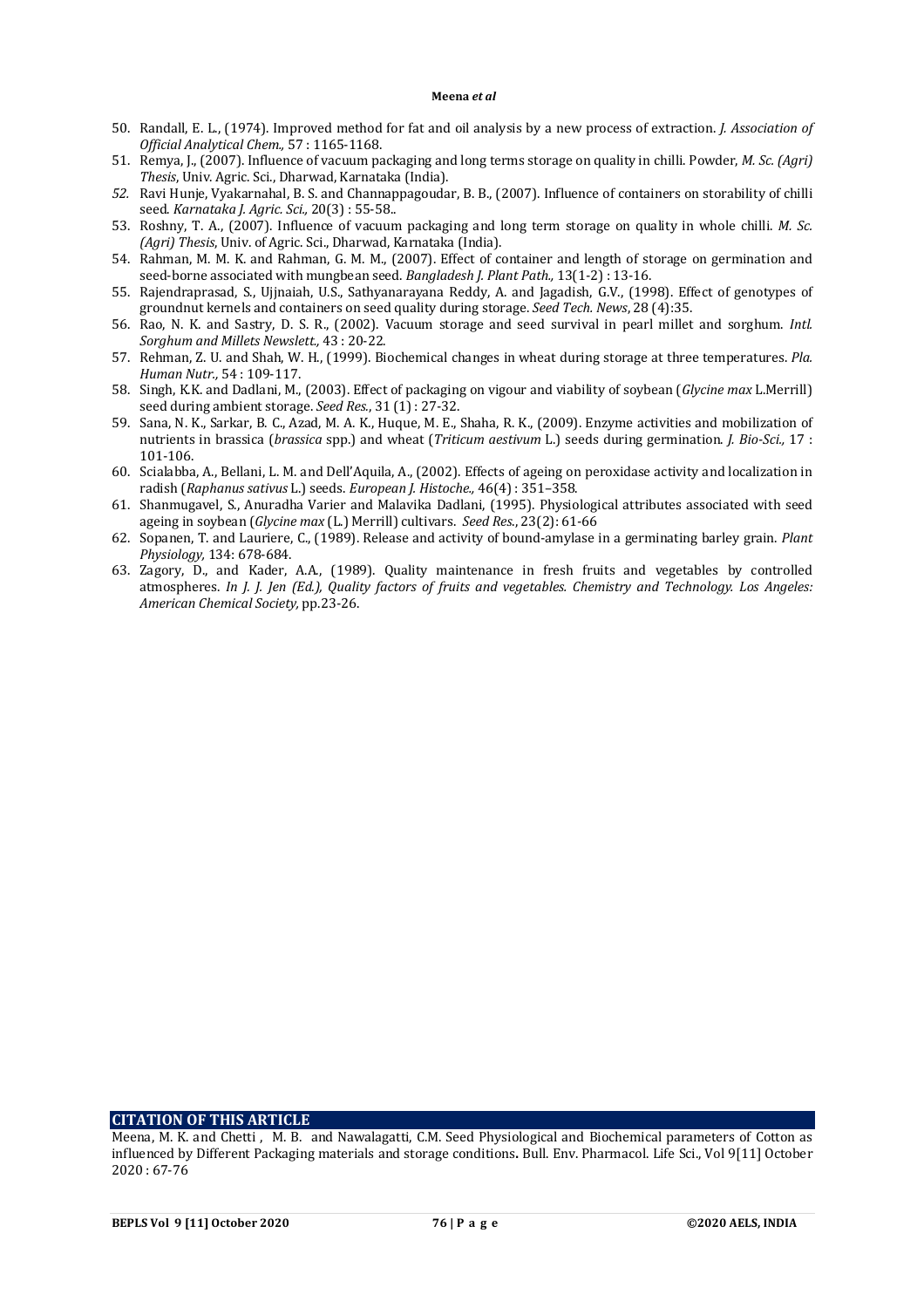50. Randall, E. L., (1974). Improved method for fat and oil analysis by a new process of extraction. *J. Association of Official Analytical Chem.,* 57 : 1165-1168.
51. Remya, J., (2007). Influence of vacuum packaging and long terms storage on quality in chilli. Powder, *M. Sc. (Agri) Thesis*, Univ. Agric. Sci., Dharwad, Karnataka (India).
52. Ravi Hunje, Vyakarnahal, B. S. and Channappagoudar, B. B., (2007). Influence of containers on storability of chilli seed. *Karnataka J. Agric. Sci.,* 20(3) : 55-58..
53. Roshny, T. A., (2007). Influence of vacuum packaging and long term storage on quality in whole chilli. *M. Sc. (Agri) Thesis*, Univ. of Agric. Sci., Dharwad, Karnataka (India).
54. Rahman, M. M. K. and Rahman, G. M. M., (2007). Effect of container and length of storage on germination and seed-borne associated with mungbean seed. *Bangladesh J. Plant Path.,* 13(1-2) : 13-16.
55. Rajendraprasad, S., Ujjnaiah, U.S., Sathyanarayana Reddy, A. and Jagadish, G.V., (1998). Effect of genotypes of groundnut kernels and containers on seed quality during storage. *Seed Tech. News*, 28 (4):35.
56. Rao, N. K. and Sastry, D. S. R., (2002). Vacuum storage and seed survival in pearl millet and sorghum. *Intl. Sorghum and Millets Newslett.,* 43 : 20-22.
57. Rehman, Z. U. and Shah, W. H., (1999). Biochemical changes in wheat during storage at three temperatures. *Pla. Human Nutr.,* 54 : 109-117.
58. Singh, K.K. and Dadlani, M., (2003). Effect of packaging on vigour and viability of soybean (*Glycine max* L.Merrill) seed during ambient storage. *Seed Res.*, 31 (1) : 27-32.
59. Sana, N. K., Sarkar, B. C., Azad, M. A. K., Huque, M. E., Shaha, R. K., (2009). Enzyme activities and mobilization of nutrients in brassica (*brassica* spp.) and wheat (*Triticum aestivum* L.) seeds during germination. *J. Bio-Sci.,* 17 : 101-106.
60. Scialabba, A., Bellani, L. M. and Dell'Aquila, A., (2002). Effects of ageing on peroxidase activity and localization in radish (*Raphanus sativus* L.) seeds. *European J. Histoche.,* 46(4) : 351–358.
61. Shanmugavel, S., Anuradha Varier and Malavika Dadlani, (1995). Physiological attributes associated with seed ageing in soybean (*Glycine max* (L.) Merrill) cultivars. *Seed Res.*, 23(2): 61-66
62. Sopanen, T. and Lauriere, C., (1989). Release and activity of bound-amylase in a germinating barley grain. *Plant Physiology,* 134: 678-684.
63. Zagory, D., and Kader, A.A., (1989). Quality maintenance in fresh fruits and vegetables by controlled atmospheres. *In J. J. Jen (Ed.), Quality factors of fruits and vegetables. Chemistry and Technology. Los Angeles: American Chemical Society,* pp.23-26.

**CITATION OF THIS ARTICLE**

Meena, M. K. and Chetti , M. B. and Nawalagatti, C.M. Seed Physiological and Biochemical parameters of Cotton as influenced by Different Packaging materials and storage conditions**.** Bull. Env. Pharmacol. Life Sci., Vol 9[11] October 2020 : 67-76